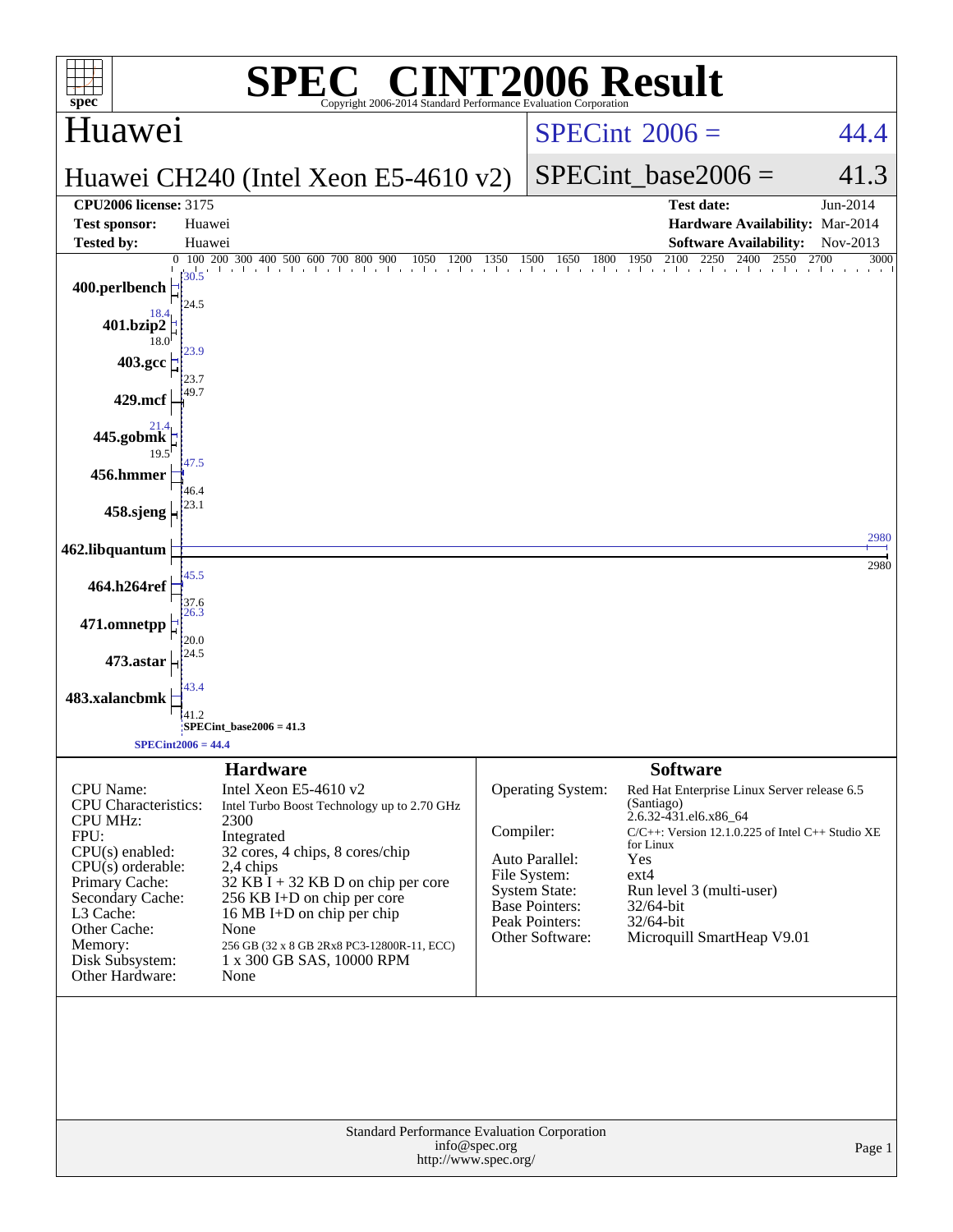# SPEC® CINT2006 Result

Copyright 2006-2014 Standard Performance Evaluation Corporation

## Huawei

**Huawei CH240 (Intel Xeon E5-4610 v2)**

SPECint_2006 = 44.4

SPECint_base2006 = 41.3

| | | | |
|---|---|---|---|
| **CPU2006 license:** 3175 | | **Test date:** | Jun-2014 |
| **Test sponsor:** | Huawei | **Hardware Availability:** | Mar-2014 |
| **Tested by:** | Huawei | **Software Availability:** | Nov-2013 |

| Benchmark | Peak | Base |
|---|---|---|
| 400.perlbench | 30.5 | 24.5 |
| 401.bzip2 | 18.4 | 18.0 |
| 403.gcc | 23.9 | 23.7 |
| 429.mcf | 49.7 | |
| 445.gobmk | 21.4 | 19.5 |
| 456.hmmer | 47.5 | 46.4 |
| 458.sjeng | 23.1 | |
| 462.libquantum | 2980 | 2980 |
| 464.h264ref | 45.5 | 37.6 |
| 471.omnetpp | 26.3 | 20.0 |
| 473.astar | 24.5 | |
| 483.xalancbmk | 43.4 | 41.2 |

SPECint_base2006 = 41.3

SPECint2006 = 44.4

### Hardware

| | |
|---|---|
| CPU Name: | Intel Xeon E5-4610 v2 |
| CPU Characteristics: | Intel Turbo Boost Technology up to 2.70 GHz |
| CPU MHz: | 2300 |
| FPU: | Integrated |
| CPU(s) enabled: | 32 cores, 4 chips, 8 cores/chip |
| CPU(s) orderable: | 2,4 chips |
| Primary Cache: | 32 KB I + 32 KB D on chip per core |
| Secondary Cache: | 256 KB I+D on chip per core |
| L3 Cache: | 16 MB I+D on chip per chip |
| Other Cache: | None |
| Memory: | 256 GB (32 x 8 GB 2Rx8 PC3-12800R-11, ECC) |
| Disk Subsystem: | 1 x 300 GB SAS, 10000 RPM |
| Other Hardware: | None |

### Software

| | |
|---|---|
| Operating System: | Red Hat Enterprise Linux Server release 6.5 (Santiago) 2.6.32-431.el6.x86_64 |
| Compiler: | C/C++: Version 12.1.0.225 of Intel C++ Studio XE for Linux |
| Auto Parallel: | Yes |
| File System: | ext4 |
| System State: | Run level 3 (multi-user) |
| Base Pointers: | 32/64-bit |
| Peak Pointers: | 32/64-bit |
| Other Software: | Microquill SmartHeap V9.01 |

Standard Performance Evaluation Corporation
info@spec.org
http://www.spec.org/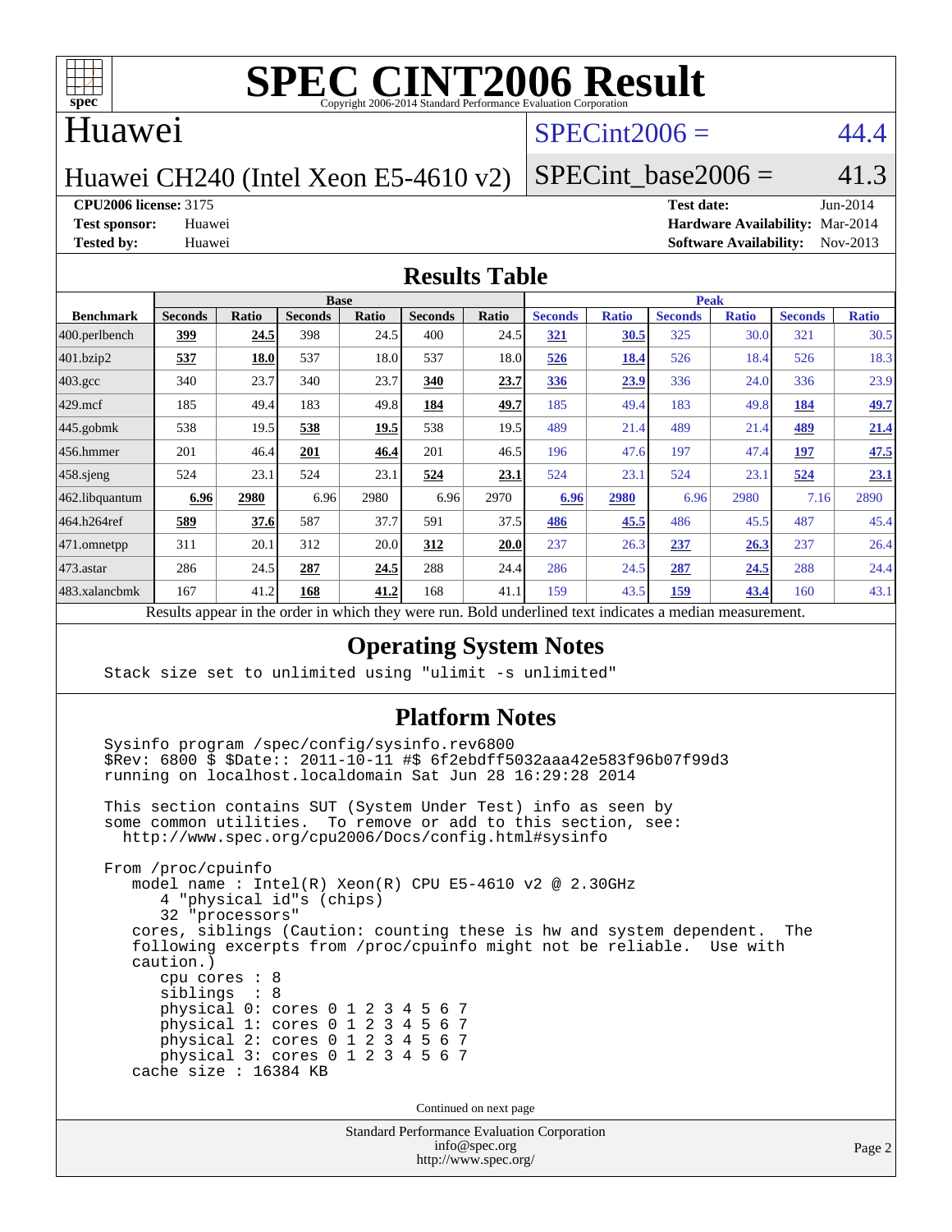# SPEC CINT2006 Result

Copyright 2006-2014 Standard Performance Evaluation Corporation

## Huawei

Huawei CH240 (Intel Xeon E5-4610 v2)

SPECint2006 = 44.4

SPECint_base2006 = 41.3

**CPU2006 license:** 3175
**Test sponsor:** Huawei
**Tested by:** Huawei

**Test date:** Jun-2014
**Hardware Availability:** Mar-2014
**Software Availability:** Nov-2013

## Results Table

| Benchmark | Base | | | | | | Peak | | | | | |
|---|---|---|---|---|---|---|---|---|---|---|---|---|
| | Seconds | Ratio | Seconds | Ratio | Seconds | Ratio | Seconds | Ratio | Seconds | Ratio | Seconds | Ratio |
| 400.perlbench | **399** | **24.5** | 398 | 24.5 | 400 | 24.5 | **321** | **30.5** | 325 | 30.0 | 321 | 30.5 |
| 401.bzip2 | **537** | **18.0** | 537 | 18.0 | 537 | 18.0 | **526** | **18.4** | 526 | 18.4 | 526 | 18.3 |
| 403.gcc | 340 | 23.7 | 340 | 23.7 | **340** | **23.7** | **336** | **23.9** | 336 | 24.0 | 336 | 23.9 |
| 429.mcf | 185 | 49.4 | 183 | 49.8 | **184** | **49.7** | 185 | 49.4 | 183 | 49.8 | **184** | **49.7** |
| 445.gobmk | 538 | 19.5 | **538** | **19.5** | 538 | 19.5 | 489 | 21.4 | 489 | 21.4 | **489** | **21.4** |
| 456.hmmer | 201 | 46.4 | **201** | **46.4** | 201 | 46.5 | 196 | 47.6 | 197 | 47.4 | **197** | **47.5** |
| 458.sjeng | 524 | 23.1 | 524 | 23.1 | **524** | **23.1** | 524 | 23.1 | 524 | 23.1 | **524** | **23.1** |
| 462.libquantum | **6.96** | **2980** | 6.96 | 2980 | 6.96 | 2970 | **6.96** | **2980** | 6.96 | 2980 | 7.16 | 2890 |
| 464.h264ref | **589** | **37.6** | 587 | 37.7 | 591 | 37.5 | **486** | **45.5** | 486 | 45.5 | 487 | 45.4 |
| 471.omnetpp | 311 | 20.1 | 312 | 20.0 | **312** | **20.0** | 237 | 26.3 | **237** | **26.3** | 237 | 26.4 |
| 473.astar | 286 | 24.5 | **287** | **24.5** | 288 | 24.4 | 286 | 24.5 | **287** | **24.5** | 288 | 24.4 |
| 483.xalancbmk | 167 | 41.2 | **168** | **41.2** | 168 | 41.1 | 159 | 43.5 | **159** | **43.4** | 160 | 43.1 |

Results appear in the order in which they were run. Bold underlined text indicates a median measurement.

## Operating System Notes

```
Stack size set to unlimited using "ulimit -s unlimited"
```

## Platform Notes

```
Sysinfo program /spec/config/sysinfo.rev6800
$Rev: 6800 $ $Date:: 2011-10-11 #$ 6f2ebdff5032aaa42e583f96b07f99d3
running on localhost.localdomain Sat Jun 28 16:29:28 2014

This section contains SUT (System Under Test) info as seen by
some common utilities.  To remove or add to this section, see:
  http://www.spec.org/cpu2006/Docs/config.html#sysinfo

From /proc/cpuinfo
   model name : Intel(R) Xeon(R) CPU E5-4610 v2 @ 2.30GHz
      4 "physical id"s (chips)
      32 "processors"
   cores, siblings (Caution: counting these is hw and system dependent.  The
   following excerpts from /proc/cpuinfo might not be reliable.  Use with
   caution.)
      cpu cores : 8
      siblings  : 8
      physical 0: cores 0 1 2 3 4 5 6 7
      physical 1: cores 0 1 2 3 4 5 6 7
      physical 2: cores 0 1 2 3 4 5 6 7
      physical 3: cores 0 1 2 3 4 5 6 7
   cache size : 16384 KB
```

Continued on next page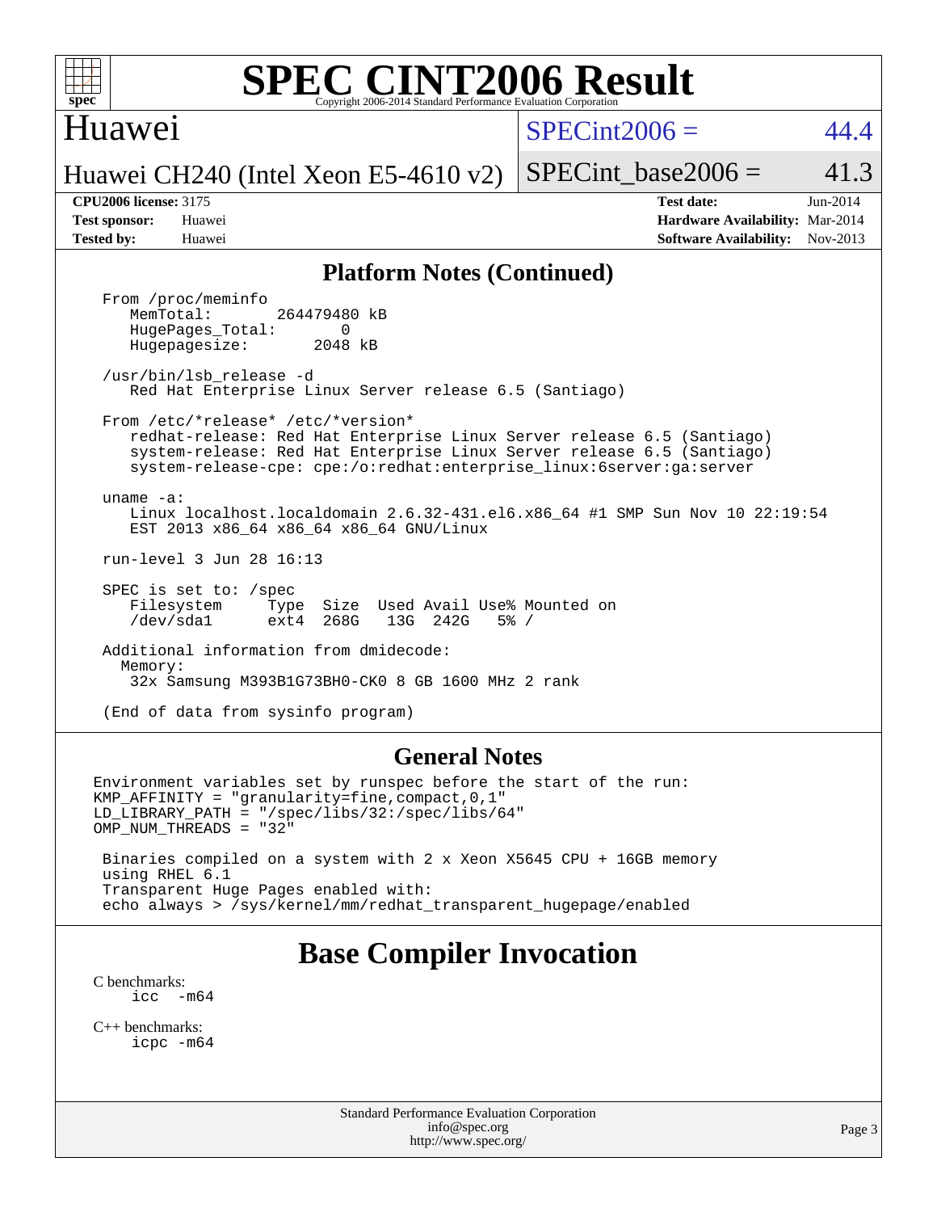# SPEC CINT2006 Result

## Huawei

Huawei CH240 (Intel Xeon E5-4610 v2)

SPECint2006 = 44.4

SPECint_base2006 = 41.3

**CPU2006 license:** 3175
**Test sponsor:** Huawei
**Tested by:** Huawei

**Test date:** Jun-2014
**Hardware Availability:** Mar-2014
**Software Availability:** Nov-2013

## Platform Notes (Continued)

```
From /proc/meminfo
   MemTotal:       264479480 kB
   HugePages_Total:       0
   Hugepagesize:       2048 kB

/usr/bin/lsb_release -d
   Red Hat Enterprise Linux Server release 6.5 (Santiago)

From /etc/*release* /etc/*version*
   redhat-release: Red Hat Enterprise Linux Server release 6.5 (Santiago)
   system-release: Red Hat Enterprise Linux Server release 6.5 (Santiago)
   system-release-cpe: cpe:/o:redhat:enterprise_linux:6server:ga:server

uname -a:
   Linux localhost.localdomain 2.6.32-431.el6.x86_64 #1 SMP Sun Nov 10 22:19:54
   EST 2013 x86_64 x86_64 x86_64 GNU/Linux

run-level 3 Jun 28 16:13

SPEC is set to: /spec
   Filesystem     Type  Size  Used Avail Use% Mounted on
   /dev/sda1      ext4  268G   13G  242G   5% /

Additional information from dmidecode:
  Memory:
   32x Samsung M393B1G73BH0-CK0 8 GB 1600 MHz 2 rank

(End of data from sysinfo program)
```

## General Notes

```
Environment variables set by runspec before the start of the run:
KMP_AFFINITY = "granularity=fine,compact,0,1"
LD_LIBRARY_PATH = "/spec/libs/32:/spec/libs/64"
OMP_NUM_THREADS = "32"

 Binaries compiled on a system with 2 x Xeon X5645 CPU + 16GB memory
 using RHEL 6.1
 Transparent Huge Pages enabled with:
 echo always > /sys/kernel/mm/redhat_transparent_hugepage/enabled
```

# Base Compiler Invocation

C benchmarks:
    icc -m64

C++ benchmarks:
    icpc -m64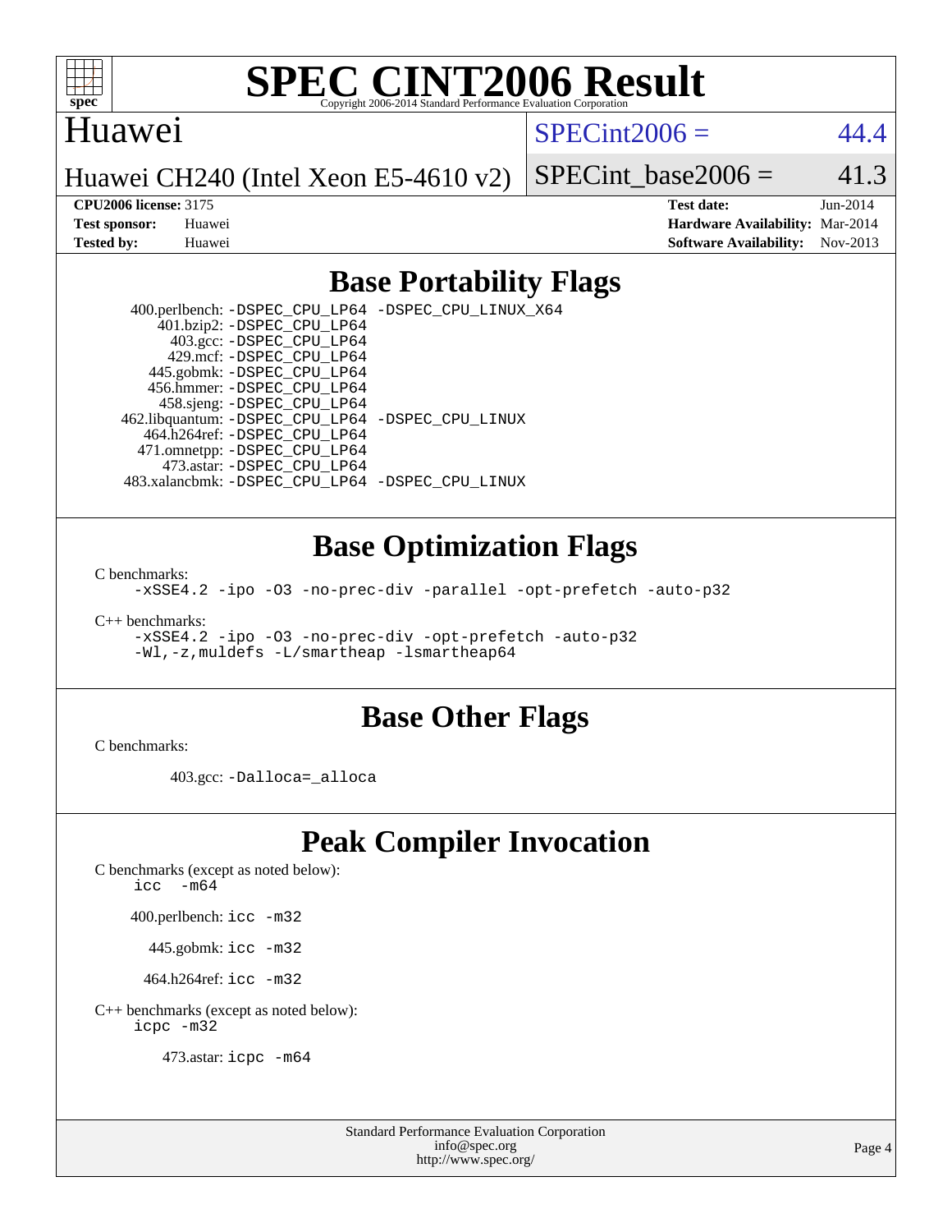# SPEC CINT2006 Result

Copyright 2006-2014 Standard Performance Evaluation Corporation

## Huawei

Huawei CH240 (Intel Xeon E5-4610 v2)

SPECint2006 = 44.4

SPECint_base2006 = 41.3

| | | | |
|---|---|---|---|
| **CPU2006 license:** | 3175 | **Test date:** | Jun-2014 |
| **Test sponsor:** | Huawei | **Hardware Availability:** | Mar-2014 |
| **Tested by:** | Huawei | **Software Availability:** | Nov-2013 |

## Base Portability Flags

400.perlbench: -DSPEC_CPU_LP64 -DSPEC_CPU_LINUX_X64
401.bzip2: -DSPEC_CPU_LP64
403.gcc: -DSPEC_CPU_LP64
429.mcf: -DSPEC_CPU_LP64
445.gobmk: -DSPEC_CPU_LP64
456.hmmer: -DSPEC_CPU_LP64
458.sjeng: -DSPEC_CPU_LP64
462.libquantum: -DSPEC_CPU_LP64 -DSPEC_CPU_LINUX
464.h264ref: -DSPEC_CPU_LP64
471.omnetpp: -DSPEC_CPU_LP64
473.astar: -DSPEC_CPU_LP64
483.xalancbmk: -DSPEC_CPU_LP64 -DSPEC_CPU_LINUX

## Base Optimization Flags

C benchmarks:
-xSSE4.2 -ipo -O3 -no-prec-div -parallel -opt-prefetch -auto-p32

C++ benchmarks:
-xSSE4.2 -ipo -O3 -no-prec-div -opt-prefetch -auto-p32
-Wl,-z,muldefs -L/smartheap -lsmartheap64

## Base Other Flags

C benchmarks:

403.gcc: -Dalloca=_alloca

## Peak Compiler Invocation

C benchmarks (except as noted below):
icc -m64

400.perlbench: icc -m32

445.gobmk: icc -m32

464.h264ref: icc -m32

C++ benchmarks (except as noted below):
icpc -m32

473.astar: icpc -m64

Standard Performance Evaluation Corporation
info@spec.org
http://www.spec.org/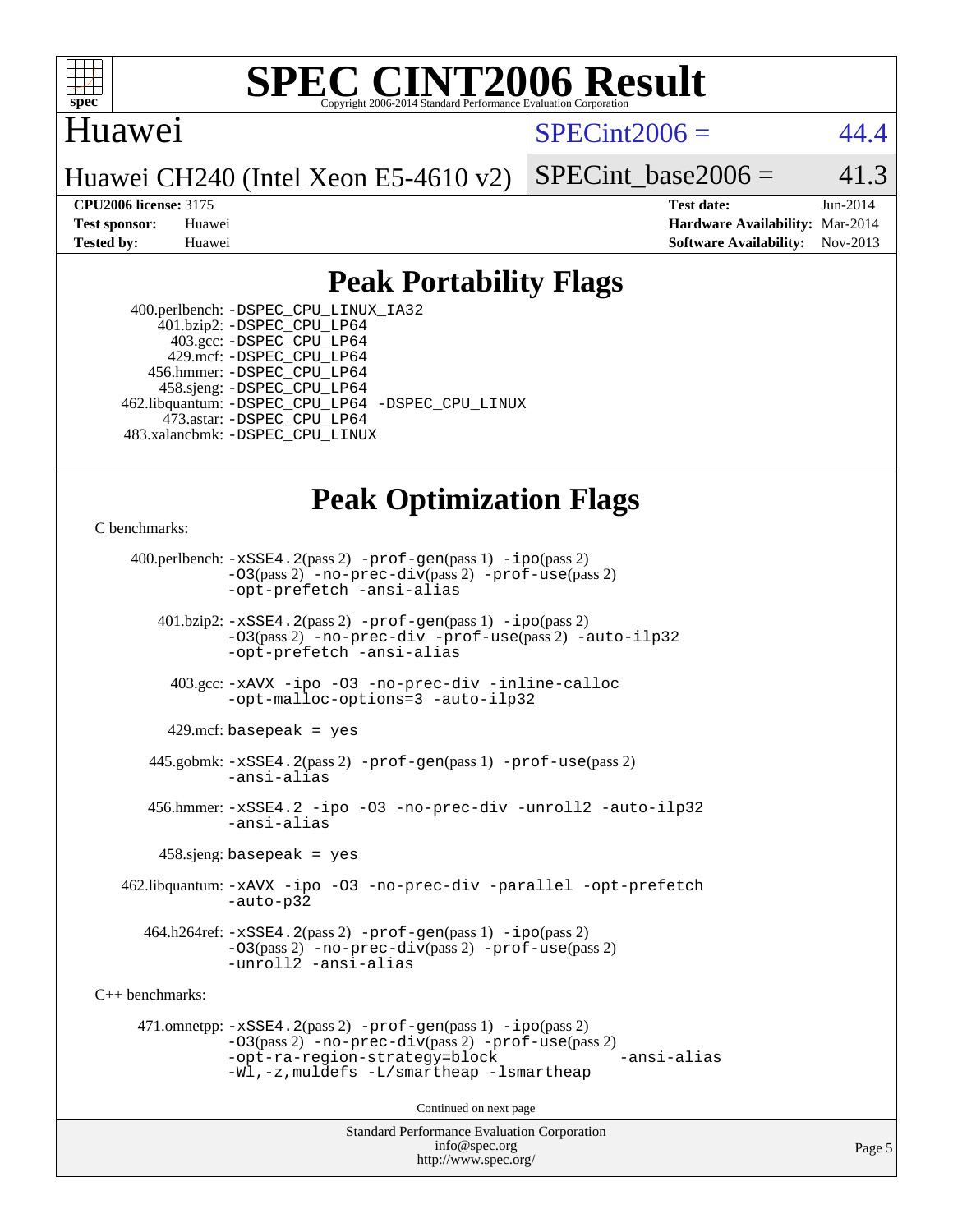# SPEC CINT2006 Result

Huawei

Huawei CH240 (Intel Xeon E5-4610 v2)

SPECint2006 = 44.4

SPECint_base2006 = 41.3

**CPU2006 license:** 3175
**Test sponsor:** Huawei
**Tested by:** Huawei

**Test date:** Jun-2014
**Hardware Availability:** Mar-2014
**Software Availability:** Nov-2013

## Peak Portability Flags

400.perlbench: -DSPEC_CPU_LINUX_IA32
401.bzip2: -DSPEC_CPU_LP64
403.gcc: -DSPEC_CPU_LP64
429.mcf: -DSPEC_CPU_LP64
456.hmmer: -DSPEC_CPU_LP64
458.sjeng: -DSPEC_CPU_LP64
462.libquantum: -DSPEC_CPU_LP64 -DSPEC_CPU_LINUX
473.astar: -DSPEC_CPU_LP64
483.xalancbmk: -DSPEC_CPU_LINUX

## Peak Optimization Flags

C benchmarks:

400.perlbench: -xSSE4.2(pass 2) -prof-gen(pass 1) -ipo(pass 2) -O3(pass 2) -no-prec-div(pass 2) -prof-use(pass 2) -opt-prefetch -ansi-alias

401.bzip2: -xSSE4.2(pass 2) -prof-gen(pass 1) -ipo(pass 2) -O3(pass 2) -no-prec-div -prof-use(pass 2) -auto-ilp32 -opt-prefetch -ansi-alias

403.gcc: -xAVX -ipo -O3 -no-prec-div -inline-calloc -opt-malloc-options=3 -auto-ilp32

429.mcf: basepeak = yes

445.gobmk: -xSSE4.2(pass 2) -prof-gen(pass 1) -prof-use(pass 2) -ansi-alias

456.hmmer: -xSSE4.2 -ipo -O3 -no-prec-div -unroll2 -auto-ilp32 -ansi-alias

458.sjeng: basepeak = yes

462.libquantum: -xAVX -ipo -O3 -no-prec-div -parallel -opt-prefetch -auto-p32

464.h264ref: -xSSE4.2(pass 2) -prof-gen(pass 1) -ipo(pass 2) -O3(pass 2) -no-prec-div(pass 2) -prof-use(pass 2) -unroll2 -ansi-alias

C++ benchmarks:

471.omnetpp: -xSSE4.2(pass 2) -prof-gen(pass 1) -ipo(pass 2) -O3(pass 2) -no-prec-div(pass 2) -prof-use(pass 2) -opt-ra-region-strategy=block -ansi-alias -Wl,-z,muldefs -L/smartheap -lsmartheap

Continued on next page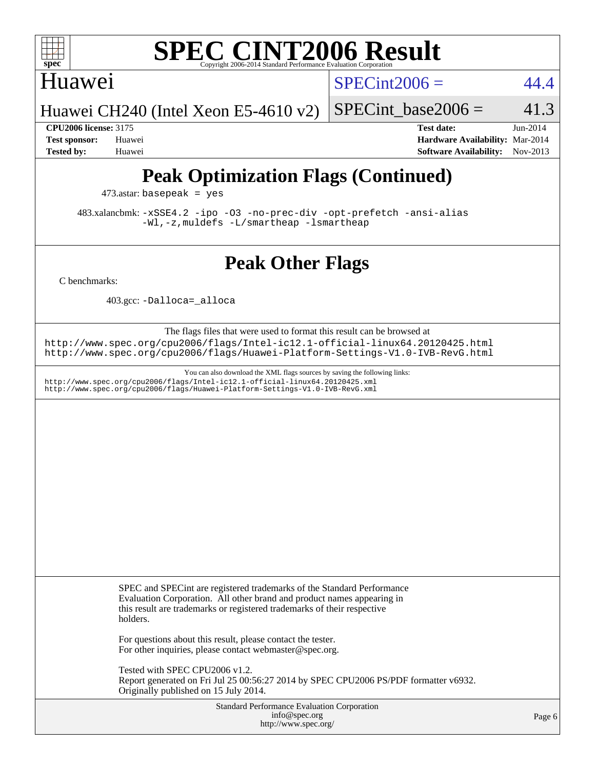# Peak Optimization Flags (Continued)

473.astar: basepeak = yes

483.xalancbmk: -xSSE4.2 -ipo -O3 -no-prec-div -opt-prefetch -ansi-alias -Wl,-z,muldefs -L/smartheap -lsmartheap

# Peak Other Flags

C benchmarks:

403.gcc: -Dalloca=_alloca

The flags files that were used to format this result can be browsed at
http://www.spec.org/cpu2006/flags/Intel-ic12.1-official-linux64.20120425.html
http://www.spec.org/cpu2006/flags/Huawei-Platform-Settings-V1.0-IVB-RevG.html

You can also download the XML flags sources by saving the following links:
http://www.spec.org/cpu2006/flags/Intel-ic12.1-official-linux64.20120425.xml
http://www.spec.org/cpu2006/flags/Huawei-Platform-Settings-V1.0-IVB-RevG.xml

SPEC and SPECint are registered trademarks of the Standard Performance Evaluation Corporation. All other brand and product names appearing in this result are trademarks or registered trademarks of their respective holders.

For questions about this result, please contact the tester.
For other inquiries, please contact webmaster@spec.org.

Tested with SPEC CPU2006 v1.2.
Report generated on Fri Jul 25 00:56:27 2014 by SPEC CPU2006 PS/PDF formatter v6932.
Originally published on 15 July 2014.